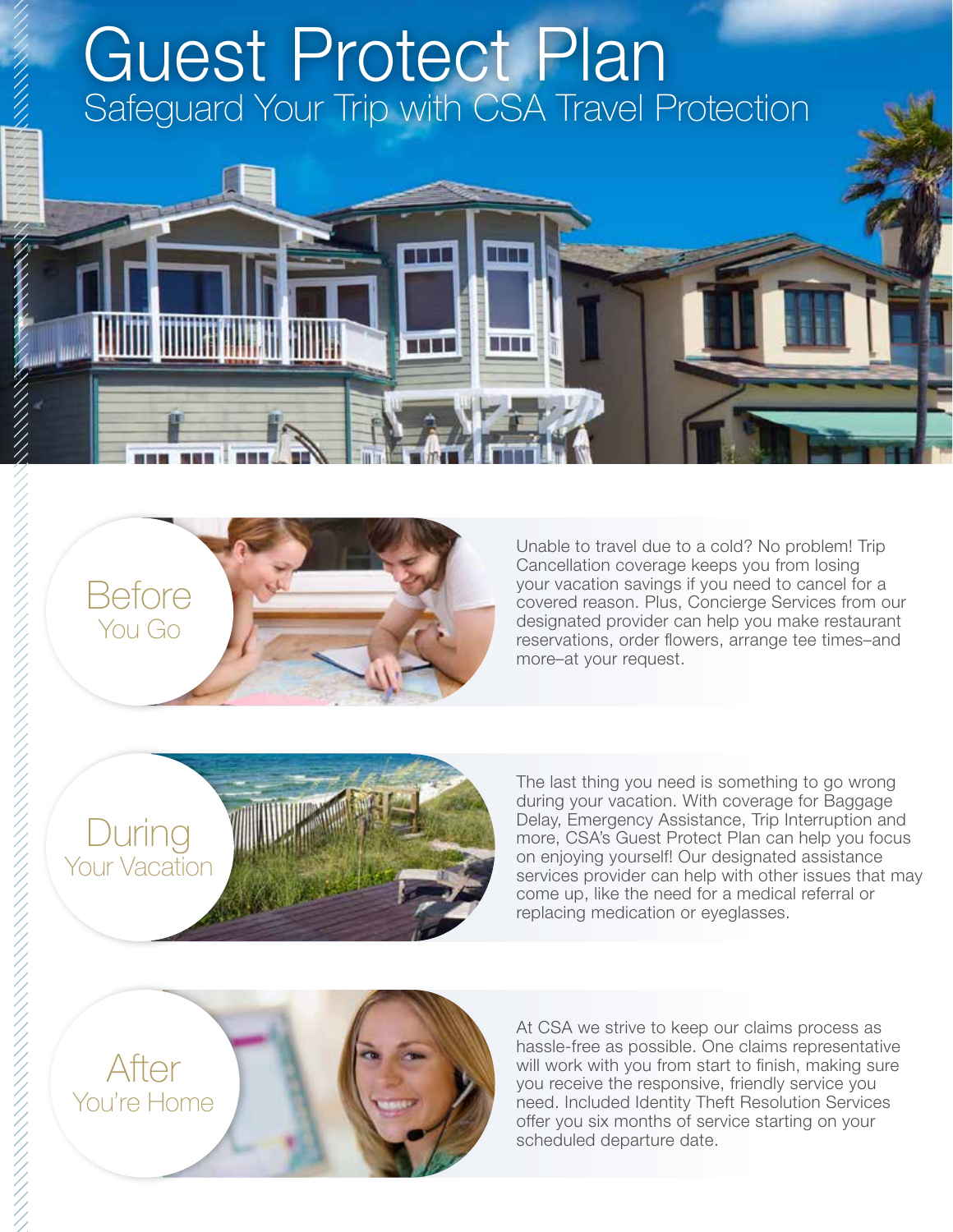# Guest Protect Plan

## Safeguard Your Trip with CSA Travel Protection

### Before You Go

Unable to travel due to a cold? No problem! Trip Cancellation coverage keeps you from losing your vacation savings if you need to cancel for a covered reason. Plus, Concierge Services from our designated provider can help you make restaurant reservations, order flowers, arrange tee times–and more–at your request.

### During Your Vacation

The last thing you need is something to go wrong during your vacation. With coverage for Baggage Delay, Emergency Assistance, Trip Interruption and more, CSA's Guest Protect Plan can help you focus on enjoying yourself! Our designated assistance services provider can help with other issues that may come up, like the need for a medical referral or replacing medication or eyeglasses.

### After You're Home

At CSA we strive to keep our claims process as hassle-free as possible. One claims representative will work with you from start to finish, making sure you receive the responsive, friendly service you need. Included Identity Theft Resolution Services offer you six months of service starting on your scheduled departure date.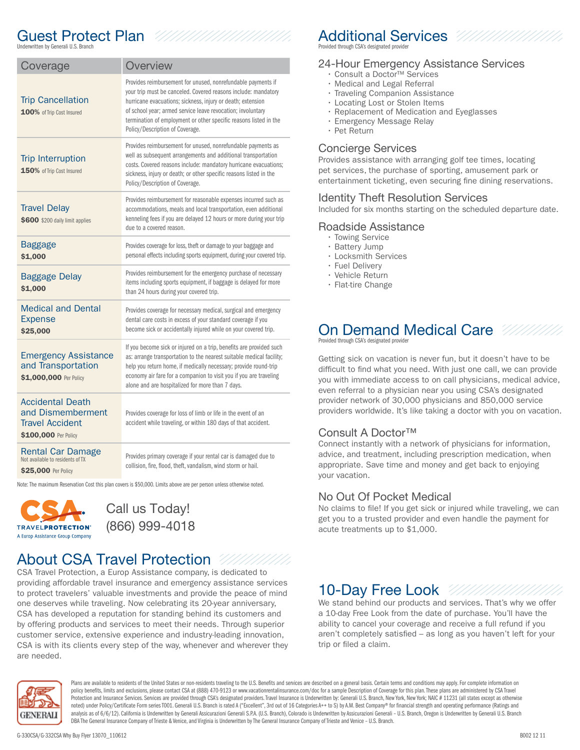# Guest Protect Plan

Underwritten by Generali U.S. Branch

| Coverage | Overview |
|---|---|
| Trip Cancellation<br>**100%** of Trip Cost Insured | Provides reimbursement for unused, nonrefundable payments if your trip must be canceled. Covered reasons include: mandatory hurricane evacuations; sickness, injury or death; extension of school year; armed service leave revocation; involuntary termination of employment or other specific reasons listed in the Policy/Description of Coverage. |
| Trip Interruption<br>**150%** of Trip Cost Insured | Provides reimbursement for unused, nonrefundable payments as well as subsequent arrangements and additional transportation costs. Covered reasons include: mandatory hurricane evacuations; sickness, injury or death; or other specific reasons listed in the Policy/Description of Coverage. |
| Travel Delay<br>**$600** $200 daily limit applies | Provides reimbursement for reasonable expenses incurred such as accommodations, meals and local transportation, even additional kenneling fees if you are delayed 12 hours or more during your trip due to a covered reason. |
| Baggage<br>**$1,000** | Provides coverage for loss, theft or damage to your baggage and personal effects including sports equipment, during your covered trip. |
| Baggage Delay<br>**$1,000** | Provides reimbursement for the emergency purchase of necessary items including sports equipment, if baggage is delayed for more than 24 hours during your covered trip. |
| Medical and Dental Expense<br>**$25,000** | Provides coverage for necessary medical, surgical and emergency dental care costs in excess of your standard coverage if you become sick or accidentally injured while on your covered trip. |
| Emergency Assistance and Transportation<br>**$1,000,000** Per Policy | If you become sick or injured on a trip, benefits are provided such as: arrange transportation to the nearest suitable medical facility; help you return home, if medically necessary; provide round-trip economy air fare for a companion to visit you if you are traveling alone and are hospitalized for more than 7 days. |
| Accidental Death and Dismemberment Travel Accident<br>**$100,000** Per Policy | Provides coverage for loss of limb or life in the event of an accident while traveling, or within 180 days of that accident. |
| Rental Car Damage<br>Not available to residents of TX<br>**$25,000** Per Policy | Provides primary coverage if your rental car is damaged due to collision, fire, flood, theft, vandalism, wind storm or hail. |

Note: The maximum Reservation Cost this plan covers is $50,000. Limits above are per person unless otherwise noted.

CSA TRAVELPROTECTION
A Europ Assistance Group Company

Call us Today!
(866) 999-4018

# About CSA Travel Protection

CSA Travel Protection, a Europ Assistance company, is dedicated to providing affordable travel insurance and emergency assistance services to protect travelers' valuable investments and provide the peace of mind one deserves while traveling. Now celebrating its 20-year anniversary, CSA has developed a reputation for standing behind its customers and by offering products and services to meet their needs. Through superior customer service, extensive experience and industry-leading innovation, CSA is with its clients every step of the way, whenever and wherever they are needed.

# Additional Services

Provided through CSA's designated provider

## 24-Hour Emergency Assistance Services

- Consult a Doctor™ Services
- Medical and Legal Referral
- Traveling Companion Assistance
- Locating Lost or Stolen Items
- Replacement of Medication and Eyeglasses
- Emergency Message Relay
- Pet Return

## Concierge Services

Provides assistance with arranging golf tee times, locating pet services, the purchase of sporting, amusement park or entertainment ticketing, even securing fine dining reservations.

## Identity Theft Resolution Services

Included for six months starting on the scheduled departure date.

## Roadside Assistance

- Towing Service
- Battery Jump
- Locksmith Services
- Fuel Delivery
- Vehicle Return
- Flat-tire Change

# On Demand Medical Care

Provided through CSA's designated provider

Getting sick on vacation is never fun, but it doesn't have to be difficult to find what you need. With just one call, we can provide you with immediate access to on call physicians, medical advice, even referral to a physician near you using CSA's designated provider network of 30,000 physicians and 850,000 service providers worldwide. It's like taking a doctor with you on vacation.

## Consult A Doctor™

Connect instantly with a network of physicians for information, advice, and treatment, including prescription medication, when appropriate. Save time and money and get back to enjoying your vacation.

## No Out Of Pocket Medical

No claims to file! If you get sick or injured while traveling, we can get you to a trusted provider and even handle the payment for acute treatments up to $1,000.

# 10-Day Free Look

We stand behind our products and services. That's why we offer a 10-day Free Look from the date of purchase. You'll have the ability to cancel your coverage and receive a full refund if you aren't completely satisfied – as long as you haven't left for your trip or filed a claim.

GENERALI

Plans are available to residents of the United States or non-residents traveling to the U.S. Benefits and services are described on a general basis. Certain terms and conditions may apply. For complete information on policy benefits, limits and exclusions, please contact CSA at (888) 470-9123 or www.vacationrentalinsurance.com/doc for a sample Description of Coverage for this plan. These plans are administered by CSA Travel Protection and Insurance Services. Services are provided through CSA's designated providers. Travel Insurance is Underwritten by: Generali U.S. Branch, New York, New York; NAIC # 11231 (all states except as otherwise noted) under Policy/Certificate Form series T001. Generali U.S. Branch is rated A ("Excellent", 3rd out of 16 Categories A++ to S) by A.M. Best Company® for financial strength and operating performance (Ratings and analysis as of 6/6/12). California is Underwritten by Generali Assicurazioni Generali S.P.A. (U.S. Branch), Colorado is Underwritten by Assicurazioni Generali – U.S. Branch, Oregon is Underwritten by Generali U.S. Branch DBA The General Insurance Company of Trieste & Venice, and Virginia is Underwritten by The General Insurance Company of Trieste and Venice – U.S. Branch.

G-330CSA/G-332CSA Why Buy Flyer 13070_110612 B002 12 11